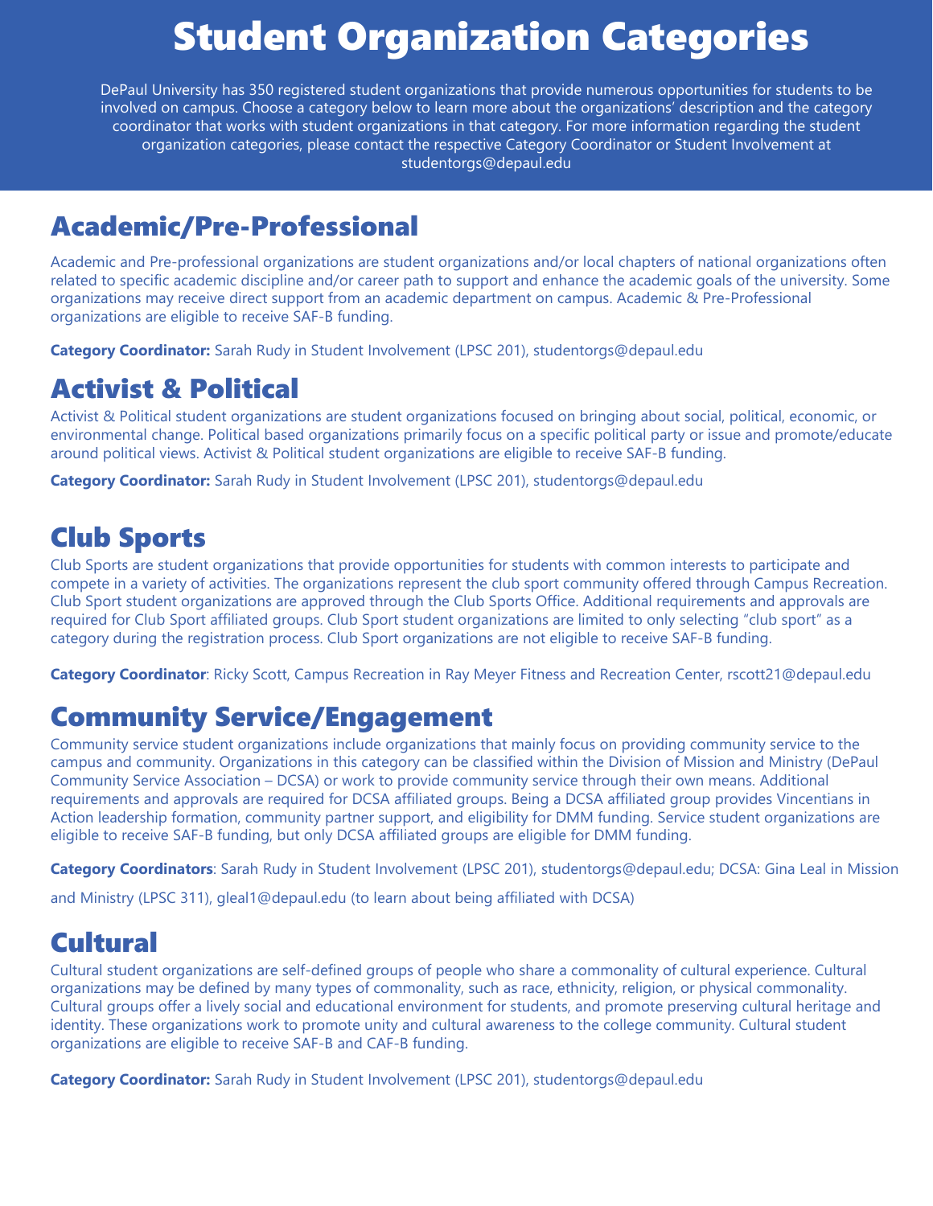# Student Organization Categories

DePaul University has 350 registered student organizations that provide numerous opportunities for students to be involved on campus. Choose a category below to learn more about the organizations' description and the category coordinator that works with student organizations in that category. For more information regarding the student organization categories, please contact the respective Category Coordinator or Student Involvement at studentorgs@depaul.edu

## Academic/Pre-Professional

Academic and Pre-professional organizations are student organizations and/or local chapters of national organizations often related to specific academic discipline and/or career path to support and enhance the academic goals of the university. Some organizations may receive direct support from an academic department on campus. Academic & Pre-Professional organizations are eligible to receive SAF-B funding.

**Category Coordinator:** Sarah Rudy in Student Involvement (LPSC 201), studentorgs@depaul.edu

## Activist & Political

Activist & Political student organizations are student organizations focused on bringing about social, political, economic, or environmental change. Political based organizations primarily focus on a specific political party or issue and promote/educate around political views. Activist & Political student organizations are eligible to receive SAF-B funding.

**Category Coordinator:** Sarah Rudy in Student Involvement (LPSC 201), studentorgs@depaul.edu

## Club Sports

Club Sports are student organizations that provide opportunities for students with common interests to participate and compete in a variety of activities. The organizations represent the club sport community offered through Campus Recreation. Club Sport student organizations are approved through the Club Sports Office. Additional requirements and approvals are required for Club Sport affiliated groups. Club Sport student organizations are limited to only selecting "club sport" as a category during the registration process. Club Sport organizations are not eligible to receive SAF-B funding.

**Category Coordinator**: Ricky Scott, Campus Recreation in Ray Meyer Fitness and Recreation Center, rscott21@depaul.edu

## Community Service/Engagement

Community service student organizations include organizations that mainly focus on providing community service to the campus and community. Organizations in this category can be classified within the Division of Mission and Ministry (DePaul Community Service Association – DCSA) or work to provide community service through their own means. Additional requirements and approvals are required for DCSA affiliated groups. Being a DCSA affiliated group provides Vincentians in Action leadership formation, community partner support, and eligibility for DMM funding. Service student organizations are eligible to receive SAF-B funding, but only DCSA affiliated groups are eligible for DMM funding.

**Category Coordinators**: Sarah Rudy in Student Involvement (LPSC 201), studentorgs@depaul.edu; DCSA: Gina Leal in Mission and Ministry (LPSC 311), gleal1@depaul.edu (to learn about being affiliated with DCSA)

## Cultural

Cultural student organizations are self-defined groups of people who share a commonality of cultural experience. Cultural organizations may be defined by many types of commonality, such as race, ethnicity, religion, or physical commonality. Cultural groups offer a lively social and educational environment for students, and promote preserving cultural heritage and identity. These organizations work to promote unity and cultural awareness to the college community. Cultural student organizations are eligible to receive SAF-B and CAF-B funding.

**Category Coordinator:** Sarah Rudy in Student Involvement (LPSC 201), studentorgs@depaul.edu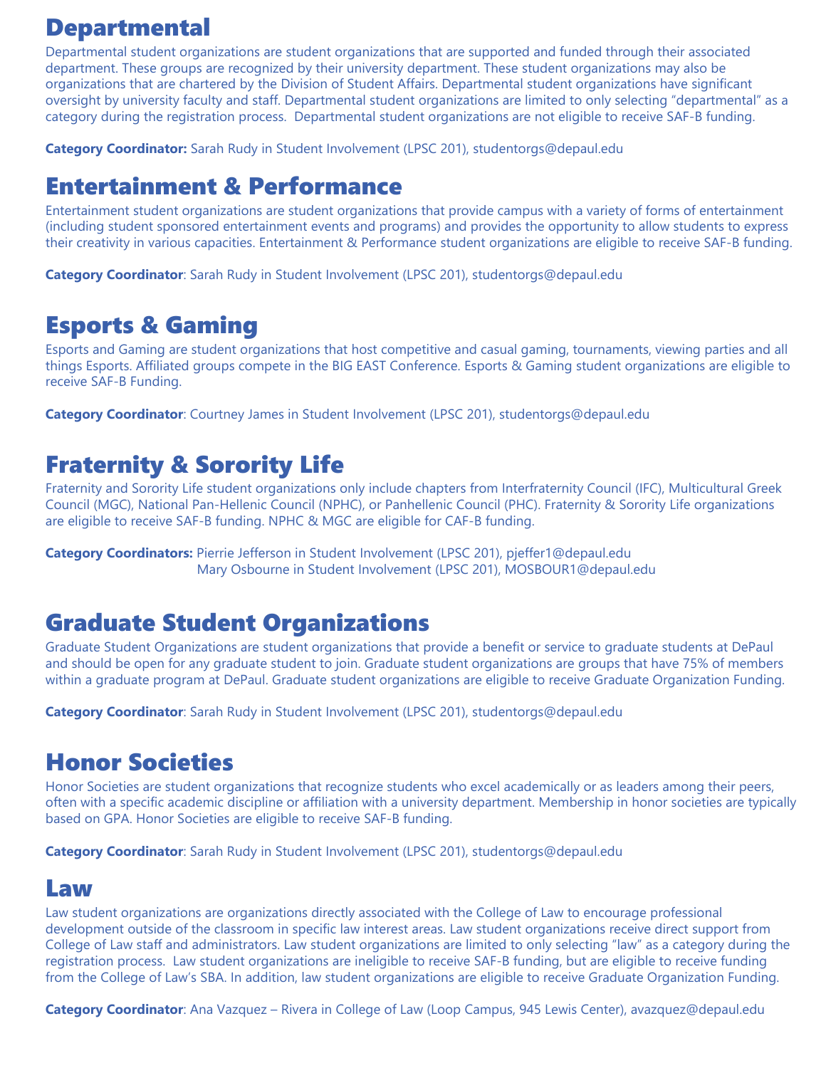## Departmental

Departmental student organizations are student organizations that are supported and funded through their associated department. These groups are recognized by their university department. These student organizations may also be organizations that are chartered by the Division of Student Affairs. Departmental student organizations have significant oversight by university faculty and staff. Departmental student organizations are limited to only selecting "departmental" as a category during the registration process. Departmental student organizations are not eligible to receive SAF-B funding.

**Category Coordinator:** Sarah Rudy in Student Involvement (LPSC 201), studentorgs@depaul.edu

## Entertainment & Performance

Entertainment student organizations are student organizations that provide campus with a variety of forms of entertainment (including student sponsored entertainment events and programs) and provides the opportunity to allow students to express their creativity in various capacities. Entertainment & Performance student organizations are eligible to receive SAF-B funding.

**Category Coordinator**: Sarah Rudy in Student Involvement (LPSC 201), studentorgs@depaul.edu

## Esports & Gaming

Esports and Gaming are student organizations that host competitive and casual gaming, tournaments, viewing parties and all things Esports. Affiliated groups compete in the BIG EAST Conference. Esports & Gaming student organizations are eligible to receive SAF-B Funding.

**Category Coordinator**: Courtney James in Student Involvement (LPSC 201), studentorgs@depaul.edu

## Fraternity & Sorority Life

Fraternity and Sorority Life student organizations only include chapters from Interfraternity Council (IFC), Multicultural Greek Council (MGC), National Pan-Hellenic Council (NPHC), or Panhellenic Council (PHC). Fraternity & Sorority Life organizations are eligible to receive SAF-B funding. NPHC & MGC are eligible for CAF-B funding.

**Category Coordinators:** Pierrie Jefferson in Student Involvement (LPSC 201), pjeffer1@depaul.edu
Mary Osbourne in Student Involvement (LPSC 201), MOSBOUR1@depaul.edu

## Graduate Student Organizations

Graduate Student Organizations are student organizations that provide a benefit or service to graduate students at DePaul and should be open for any graduate student to join. Graduate student organizations are groups that have 75% of members within a graduate program at DePaul. Graduate student organizations are eligible to receive Graduate Organization Funding.

**Category Coordinator**: Sarah Rudy in Student Involvement (LPSC 201), studentorgs@depaul.edu

## Honor Societies

Honor Societies are student organizations that recognize students who excel academically or as leaders among their peers, often with a specific academic discipline or affiliation with a university department. Membership in honor societies are typically based on GPA. Honor Societies are eligible to receive SAF-B funding.

**Category Coordinator**: Sarah Rudy in Student Involvement (LPSC 201), studentorgs@depaul.edu

## Law

Law student organizations are organizations directly associated with the College of Law to encourage professional development outside of the classroom in specific law interest areas. Law student organizations receive direct support from College of Law staff and administrators. Law student organizations are limited to only selecting "law" as a category during the registration process. Law student organizations are ineligible to receive SAF-B funding, but are eligible to receive funding from the College of Law's SBA. In addition, law student organizations are eligible to receive Graduate Organization Funding.

**Category Coordinator**: Ana Vazquez – Rivera in College of Law (Loop Campus, 945 Lewis Center), avazquez@depaul.edu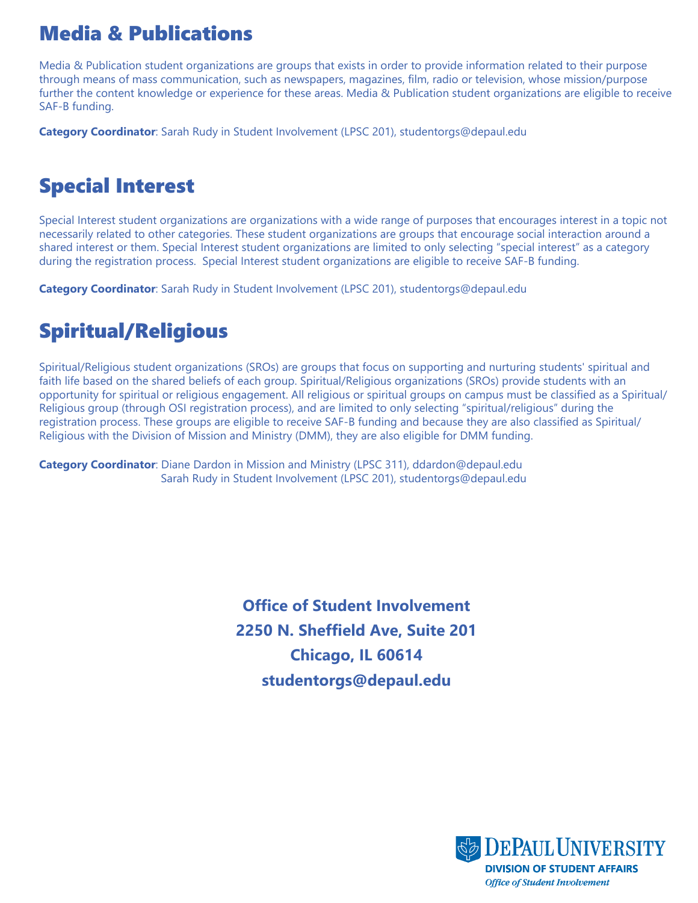## Media & Publications

Media & Publication student organizations are groups that exists in order to provide information related to their purpose through means of mass communication, such as newspapers, magazines, film, radio or television, whose mission/purpose further the content knowledge or experience for these areas. Media & Publication student organizations are eligible to receive SAF-B funding.

**Category Coordinator**: Sarah Rudy in Student Involvement (LPSC 201), studentorgs@depaul.edu

## Special Interest

Special Interest student organizations are organizations with a wide range of purposes that encourages interest in a topic not necessarily related to other categories. These student organizations are groups that encourage social interaction around a shared interest or them. Special Interest student organizations are limited to only selecting "special interest" as a category during the registration process. Special Interest student organizations are eligible to receive SAF-B funding.

**Category Coordinator**: Sarah Rudy in Student Involvement (LPSC 201), studentorgs@depaul.edu

## Spiritual/Religious

Spiritual/Religious student organizations (SROs) are groups that focus on supporting and nurturing students' spiritual and faith life based on the shared beliefs of each group. Spiritual/Religious organizations (SROs) provide students with an opportunity for spiritual or religious engagement. All religious or spiritual groups on campus must be classified as a Spiritual/Religious group (through OSI registration process), and are limited to only selecting "spiritual/religious" during the registration process. These groups are eligible to receive SAF-B funding and because they are also classified as Spiritual/Religious with the Division of Mission and Ministry (DMM), they are also eligible for DMM funding.

**Category Coordinator**: Diane Dardon in Mission and Ministry (LPSC 311), ddardon@depaul.edu
Sarah Rudy in Student Involvement (LPSC 201), studentorgs@depaul.edu

**Office of Student Involvement**
**2250 N. Sheffield Ave, Suite 201**
**Chicago, IL 60614**
**studentorgs@depaul.edu**

DePaul University
DIVISION OF STUDENT AFFAIRS
*Office of Student Involvement*